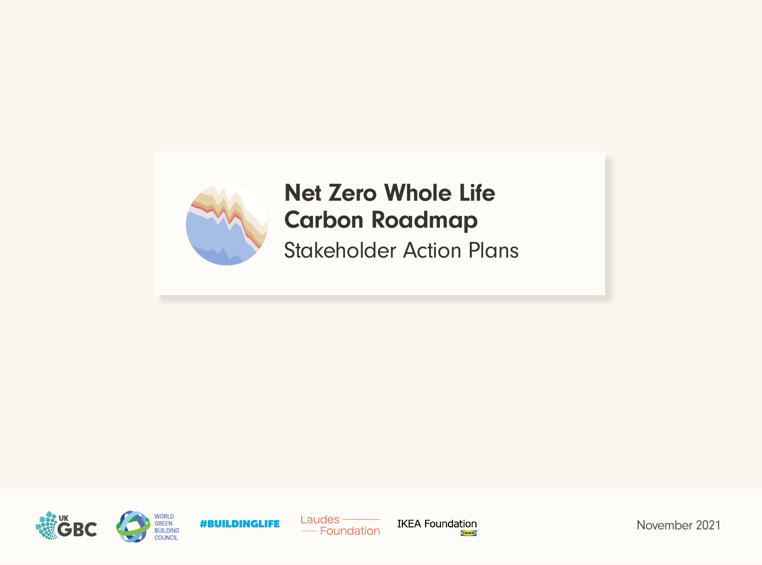# Net Zero Whole Life Carbon Roadmap

## Stakeholder Action Plans

UK GBC

WORLD GREEN BUILDING COUNCIL

#BUILDINGLIFE

Laudes Foundation

IKEA Foundation

November 2021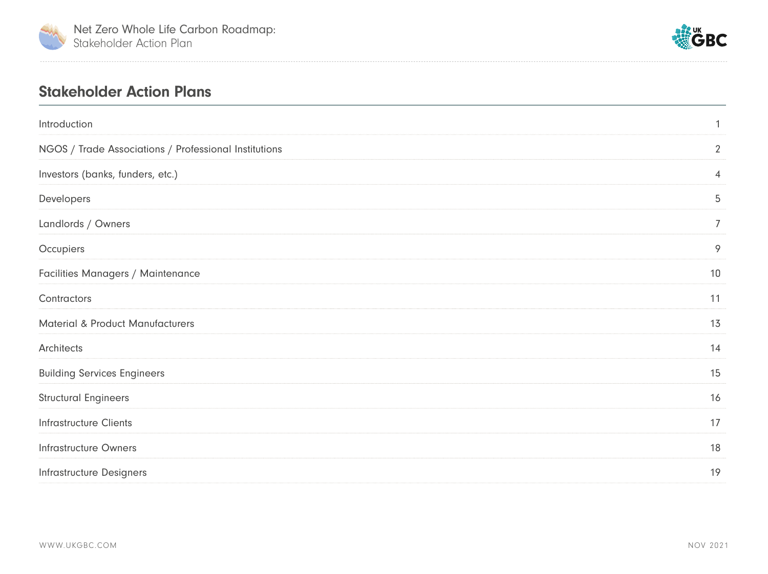## Stakeholder Action Plans

| | |
|---|---|
| Introduction | 1 |
| NGOS / Trade Associations / Professional Institutions | 2 |
| Investors (banks, funders, etc.) | 4 |
| Developers | 5 |
| Landlords / Owners | 7 |
| Occupiers | 9 |
| Facilities Managers / Maintenance | 10 |
| Contractors | 11 |
| Material & Product Manufacturers | 13 |
| Architects | 14 |
| Building Services Engineers | 15 |
| Structural Engineers | 16 |
| Infrastructure Clients | 17 |
| Infrastructure Owners | 18 |
| Infrastructure Designers | 19 |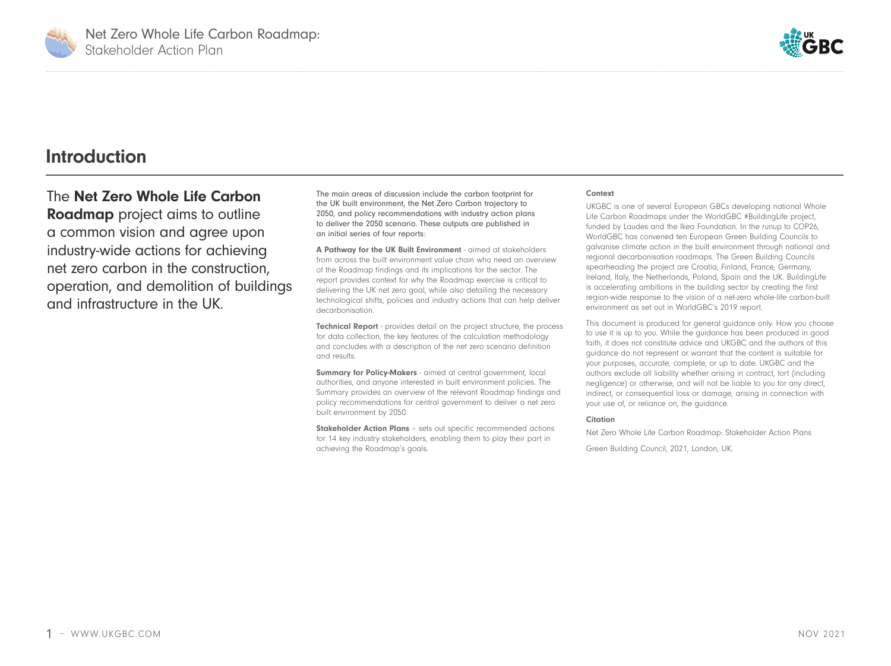## Introduction

The **Net Zero Whole Life Carbon Roadmap** project aims to outline a common vision and agree upon industry-wide actions for achieving net zero carbon in the construction, operation, and demolition of buildings and infrastructure in the UK.

The main areas of discussion include the carbon footprint for the UK built environment, the Net Zero Carbon trajectory to 2050, and policy recommendations with industry action plans to deliver the 2050 scenario. These outputs are published in an initial series of four reports:

**A Pathway for the UK Built Environment** - aimed at stakeholders from across the built environment value chain who need an overview of the Roadmap findings and its implications for the sector. The report provides context for why the Roadmap exercise is critical to delivering the UK net zero goal, while also detailing the necessary technological shifts, policies and industry actions that can help deliver decarbonisation.

**Technical Report** - provides detail on the project structure, the process for data collection, the key features of the calculation methodology and concludes with a description of the net zero scenario definition and results.

**Summary for Policy-Makers** - aimed at central government, local authorities, and anyone interested in built environment policies. The Summary provides an overview of the relevant Roadmap findings and policy recommendations for central government to deliver a net zero built environment by 2050.

**Stakeholder Action Plans** – sets out specific recommended actions for 14 key industry stakeholders, enabling them to play their part in achieving the Roadmap's goals.

**Context**

UKGBC is one of several European GBCs developing national Whole Life Carbon Roadmaps under the WorldGBC #BuildingLife project, funded by Laudes and the Ikea Foundation. In the runup to COP26, WorldGBC has convened ten European Green Building Councils to galvanise climate action in the built environment through national and regional decarbonisation roadmaps. The Green Building Councils spearheading the project are Croatia, Finland, France, Germany, Ireland, Italy, the Netherlands, Poland, Spain and the UK. BuildingLife is accelerating ambitions in the building sector by creating the first region-wide response to the vision of a net-zero whole-life carbon-built environment as set out in WorldGBC's 2019 report.

This document is produced for general guidance only. How you choose to use it is up to you. While the guidance has been produced in good faith, it does not constitute advice and UKGBC and the authors of this guidance do not represent or warrant that the content is suitable for your purposes, accurate, complete, or up to date. UKGBC and the authors exclude all liability whether arising in contract, tort (including negligence) or otherwise, and will not be liable to you for any direct, indirect, or consequential loss or damage, arising in connection with your use of, or reliance on, the guidance.

**Citation**

Net Zero Whole Life Carbon Roadmap: Stakeholder Action Plans

Green Building Council, 2021, London, UK.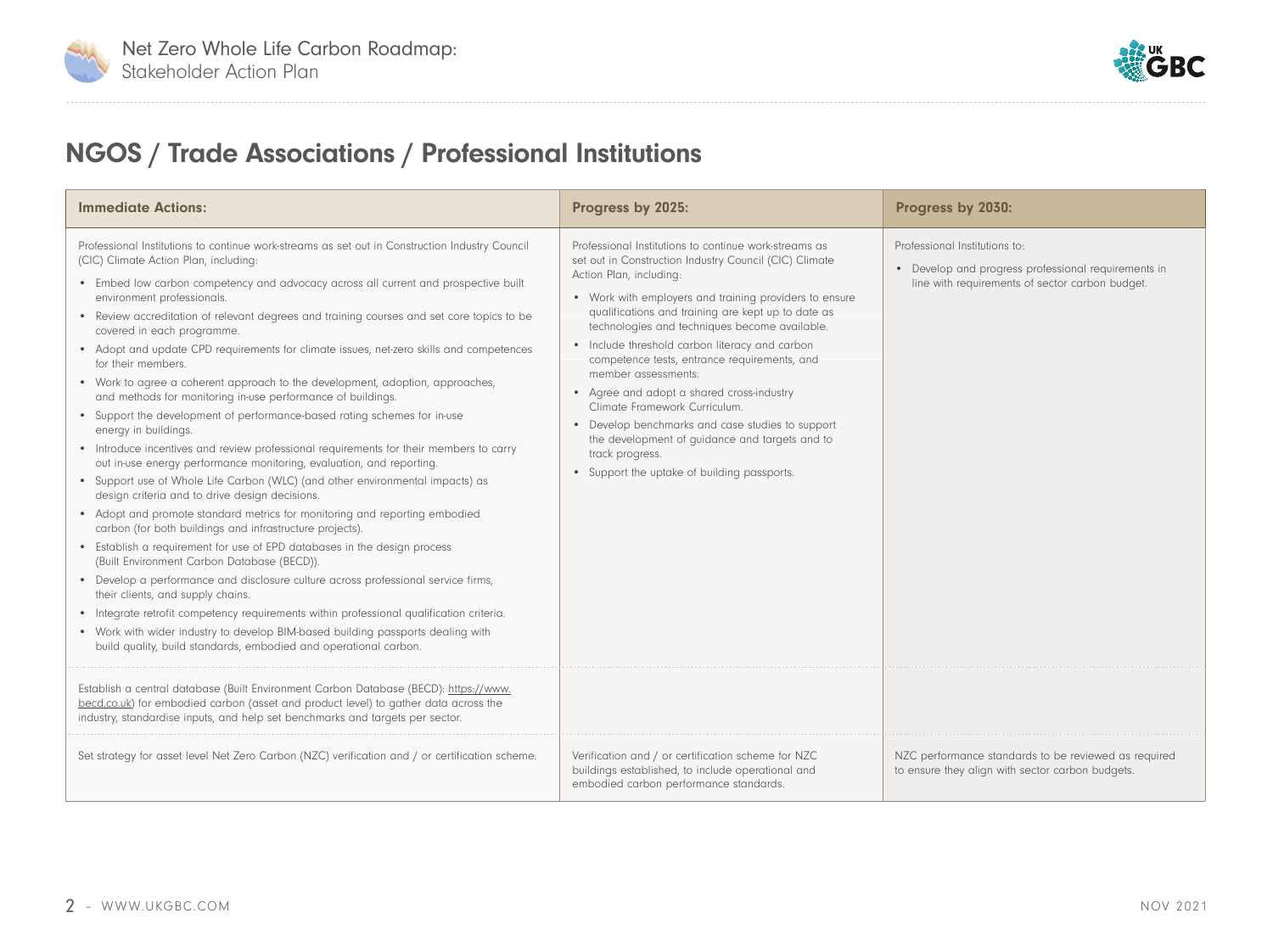## NGOS / Trade Associations / Professional Institutions

| Immediate Actions: | Progress by 2025: | Progress by 2030: |
|---|---|---|
| Professional Institutions to continue work-streams as set out in Construction Industry Council (CIC) Climate Action Plan, including:<br>• Embed low carbon competency and advocacy across all current and prospective built environment professionals.<br>• Review accreditation of relevant degrees and training courses and set core topics to be covered in each programme.<br>• Adopt and update CPD requirements for climate issues, net-zero skills and competences for their members.<br>• Work to agree a coherent approach to the development, adoption, approaches, and methods for monitoring in-use performance of buildings.<br>• Support the development of performance-based rating schemes for in-use energy in buildings.<br>• Introduce incentives and review professional requirements for their members to carry out in-use energy performance monitoring, evaluation, and reporting.<br>• Support use of Whole Life Carbon (WLC) (and other environmental impacts) as design criteria and to drive design decisions.<br>• Adopt and promote standard metrics for monitoring and reporting embodied carbon (for both buildings and infrastructure projects).<br>• Establish a requirement for use of EPD databases in the design process (Built Environment Carbon Database (BECD)).<br>• Develop a performance and disclosure culture across professional service firms, their clients, and supply chains.<br>• Integrate retrofit competency requirements within professional qualification criteria.<br>• Work with wider industry to develop BIM-based building passports dealing with build quality, build standards, embodied and operational carbon. | Professional Institutions to continue work-streams as set out in Construction Industry Council (CIC) Climate Action Plan, including:<br>• Work with employers and training providers to ensure qualifications and training are kept up to date as technologies and techniques become available.<br>• Include threshold carbon literacy and carbon competence tests, entrance requirements, and member assessments.<br>• Agree and adopt a shared cross-industry Climate Framework Curriculum.<br>• Develop benchmarks and case studies to support the development of guidance and targets and to track progress.<br>• Support the uptake of building passports. | Professional Institutions to:<br>• Develop and progress professional requirements in line with requirements of sector carbon budget. |
| Establish a central database (Built Environment Carbon Database (BECD): https://www.becd.co.uk) for embodied carbon (asset and product level) to gather data across the industry, standardise inputs, and help set benchmarks and targets per sector. | | |
| Set strategy for asset level Net Zero Carbon (NZC) verification and / or certification scheme. | Verification and / or certification scheme for NZC buildings established, to include operational and embodied carbon performance standards. | NZC performance standards to be reviewed as required to ensure they align with sector carbon budgets. |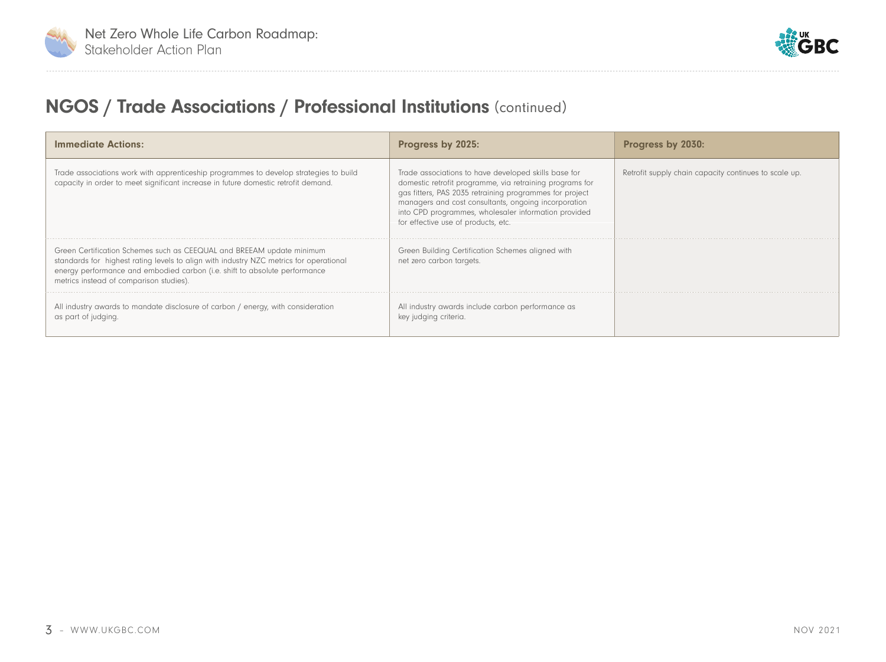## NGOS / Trade Associations / Professional Institutions (continued)

| Immediate Actions: | Progress by 2025: | Progress by 2030: |
|---|---|---|
| Trade associations work with apprenticeship programmes to develop strategies to build capacity in order to meet significant increase in future domestic retrofit demand. | Trade associations to have developed skills base for domestic retrofit programme, via retraining programs for gas fitters, PAS 2035 retraining programmes for project managers and cost consultants, ongoing incorporation into CPD programmes, wholesaler information provided for effective use of products, etc. | Retrofit supply chain capacity continues to scale up. |
| Green Certification Schemes such as CEEQUAL and BREEAM update minimum standards for highest rating levels to align with industry NZC metrics for operational energy performance and embodied carbon (i.e. shift to absolute performance metrics instead of comparison studies). | Green Building Certification Schemes aligned with net zero carbon targets. | |
| All industry awards to mandate disclosure of carbon / energy, with consideration as part of judging. | All industry awards include carbon performance as key judging criteria. | |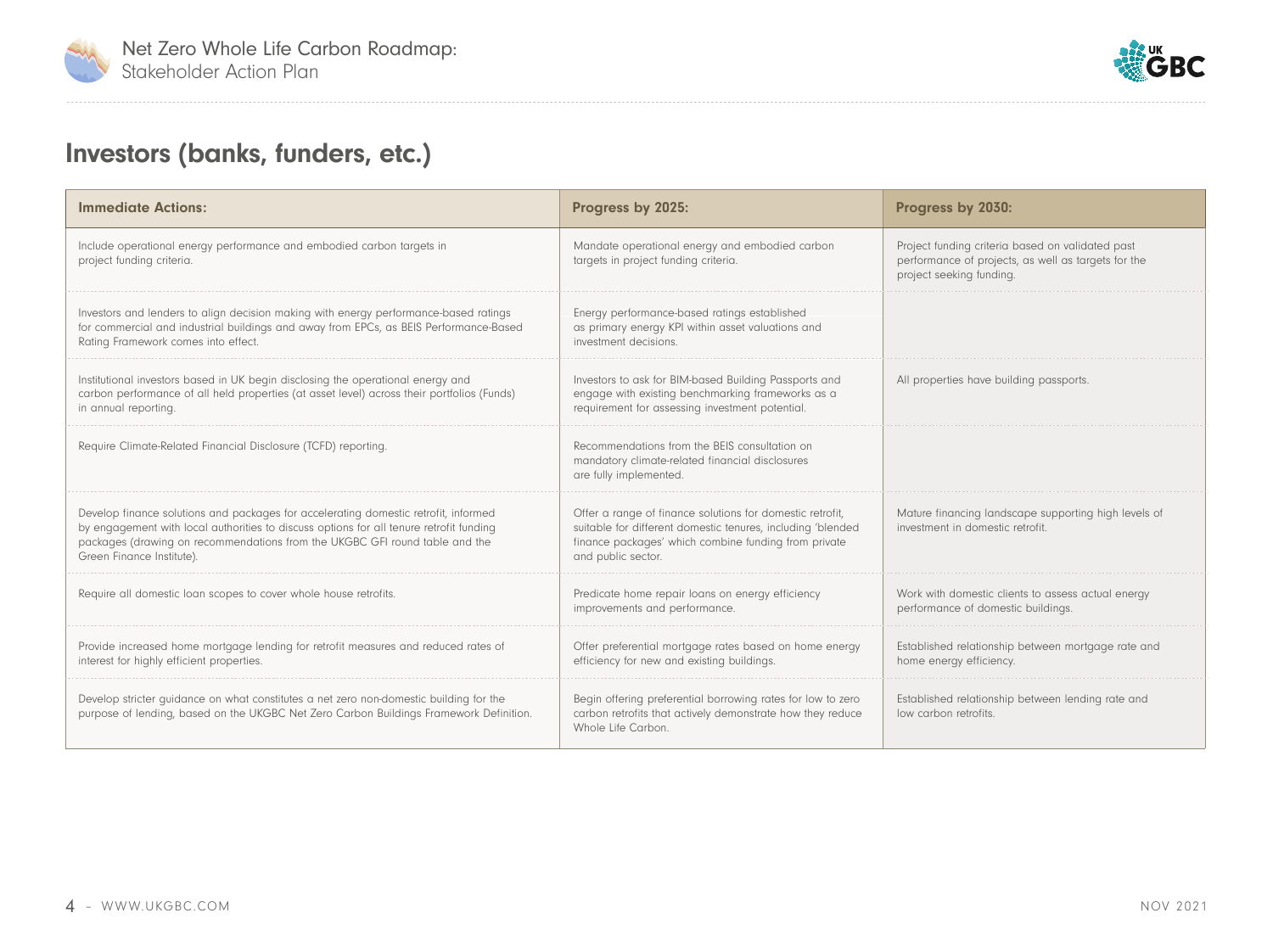## Investors (banks, funders, etc.)

| Immediate Actions: | Progress by 2025: | Progress by 2030: |
| --- | --- | --- |
| Include operational energy performance and embodied carbon targets in project funding criteria. | Mandate operational energy and embodied carbon targets in project funding criteria. | Project funding criteria based on validated past performance of projects, as well as targets for the project seeking funding. |
| Investors and lenders to align decision making with energy performance-based ratings for commercial and industrial buildings and away from EPCs, as BEIS Performance-Based Rating Framework comes into effect. | Energy performance-based ratings established as primary energy KPI within asset valuations and investment decisions. | |
| Institutional investors based in UK begin disclosing the operational energy and carbon performance of all held properties (at asset level) across their portfolios (Funds) in annual reporting. | Investors to ask for BIM-based Building Passports and engage with existing benchmarking frameworks as a requirement for assessing investment potential. | All properties have building passports. |
| Require Climate-Related Financial Disclosure (TCFD) reporting. | Recommendations from the BEIS consultation on mandatory climate-related financial disclosures are fully implemented. | |
| Develop finance solutions and packages for accelerating domestic retrofit, informed by engagement with local authorities to discuss options for all tenure retrofit funding packages (drawing on recommendations from the UKGBC GFI round table and the Green Finance Institute). | Offer a range of finance solutions for domestic retrofit, suitable for different domestic tenures, including 'blended finance packages' which combine funding from private and public sector. | Mature financing landscape supporting high levels of investment in domestic retrofit. |
| Require all domestic loan scopes to cover whole house retrofits. | Predicate home repair loans on energy efficiency improvements and performance. | Work with domestic clients to assess actual energy performance of domestic buildings. |
| Provide increased home mortgage lending for retrofit measures and reduced rates of interest for highly efficient properties. | Offer preferential mortgage rates based on home energy efficiency for new and existing buildings. | Established relationship between mortgage rate and home energy efficiency. |
| Develop stricter guidance on what constitutes a net zero non-domestic building for the purpose of lending, based on the UKGBC Net Zero Carbon Buildings Framework Definition. | Begin offering preferential borrowing rates for low to zero carbon retrofits that actively demonstrate how they reduce Whole Life Carbon. | Established relationship between lending rate and low carbon retrofits. |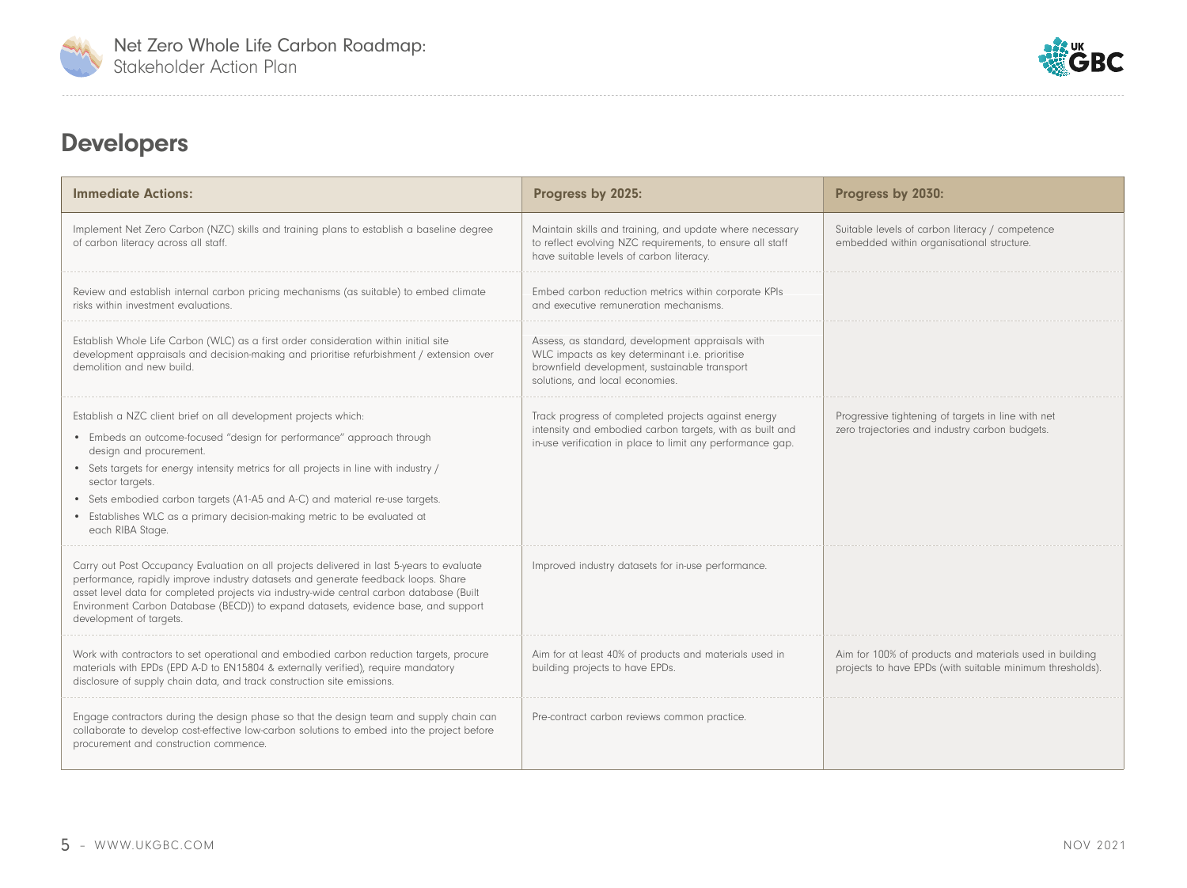## Developers

| Immediate Actions: | Progress by 2025: | Progress by 2030: |
|---|---|---|
| Implement Net Zero Carbon (NZC) skills and training plans to establish a baseline degree of carbon literacy across all staff. | Maintain skills and training, and update where necessary to reflect evolving NZC requirements, to ensure all staff have suitable levels of carbon literacy. | Suitable levels of carbon literacy / competence embedded within organisational structure. |
| Review and establish internal carbon pricing mechanisms (as suitable) to embed climate risks within investment evaluations. | Embed carbon reduction metrics within corporate KPIs and executive remuneration mechanisms. | |
| Establish Whole Life Carbon (WLC) as a first order consideration within initial site development appraisals and decision-making and prioritise refurbishment / extension over demolition and new build. | Assess, as standard, development appraisals with WLC impacts as key determinant i.e. prioritise brownfield development, sustainable transport solutions, and local economies. | |
| Establish a NZC client brief on all development projects which:<br>• Embeds an outcome-focused "design for performance" approach through design and procurement.<br>• Sets targets for energy intensity metrics for all projects in line with industry / sector targets.<br>• Sets embodied carbon targets (A1-A5 and A-C) and material re-use targets.<br>• Establishes WLC as a primary decision-making metric to be evaluated at each RIBA Stage. | Track progress of completed projects against energy intensity and embodied carbon targets, with as built and in-use verification in place to limit any performance gap. | Progressive tightening of targets in line with net zero trajectories and industry carbon budgets. |
| Carry out Post Occupancy Evaluation on all projects delivered in last 5-years to evaluate performance, rapidly improve industry datasets and generate feedback loops. Share asset level data for completed projects via industry-wide central carbon database (Built Environment Carbon Database (BECD)) to expand datasets, evidence base, and support development of targets. | Improved industry datasets for in-use performance. | |
| Work with contractors to set operational and embodied carbon reduction targets, procure materials with EPDs (EPD A-D to EN15804 & externally verified), require mandatory disclosure of supply chain data, and track construction site emissions. | Aim for at least 40% of products and materials used in building projects to have EPDs. | Aim for 100% of products and materials used in building projects to have EPDs (with suitable minimum thresholds). |
| Engage contractors during the design phase so that the design team and supply chain can collaborate to develop cost-effective low-carbon solutions to embed into the project before procurement and construction commence. | Pre-contract carbon reviews common practice. | |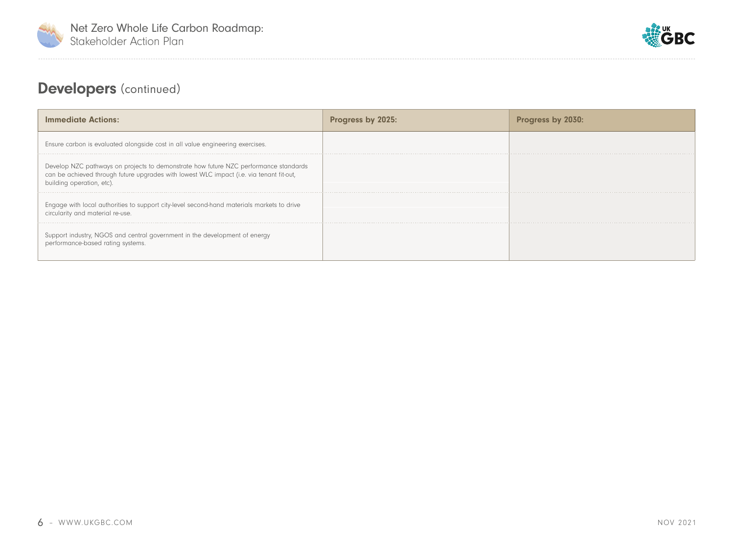## **Developers** (continued)

| Immediate Actions: | Progress by 2025: | Progress by 2030: |
|---|---|---|
| Ensure carbon is evaluated alongside cost in all value engineering exercises. | | |
| Develop NZC pathways on projects to demonstrate how future NZC performance standards can be achieved through future upgrades with lowest WLC impact (i.e. via tenant fit-out, building operation, etc). | | |
| Engage with local authorities to support city-level second-hand materials markets to drive circularity and material re-use. | | |
| Support industry, NGOS and central government in the development of energy performance-based rating systems. | | |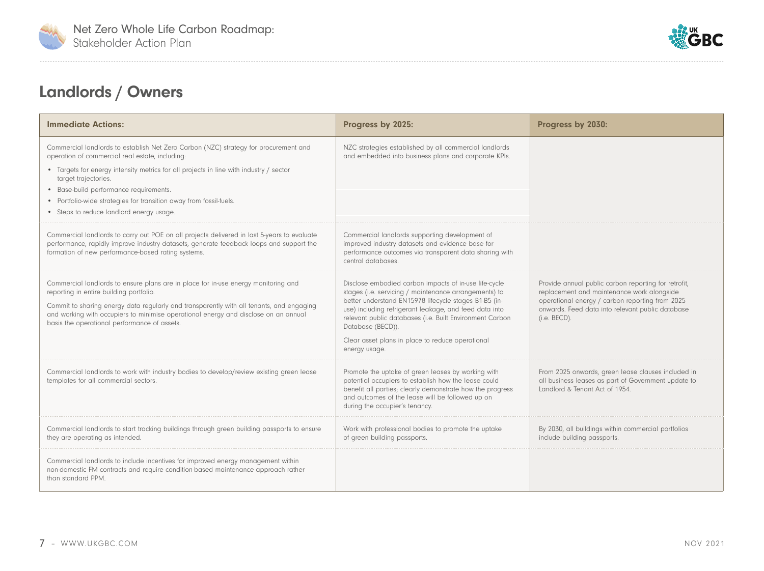## Landlords / Owners

| Immediate Actions: | Progress by 2025: | Progress by 2030: |
|---|---|---|
| Commercial landlords to establish Net Zero Carbon (NZC) strategy for procurement and operation of commercial real estate, including:<br>• Targets for energy intensity metrics for all projects in line with industry / sector target trajectories.<br>• Base-build performance requirements.<br>• Portfolio-wide strategies for transition away from fossil-fuels.<br>• Steps to reduce landlord energy usage. | NZC strategies established by all commercial landlords and embedded into business plans and corporate KPIs. | |
| Commercial landlords to carry out POE on all projects delivered in last 5-years to evaluate performance, rapidly improve industry datasets, generate feedback loops and support the formation of new performance-based rating systems. | Commercial landlords supporting development of improved industry datasets and evidence base for performance outcomes via transparent data sharing with central databases. | |
| Commercial landlords to ensure plans are in place for in-use energy monitoring and reporting in entire building portfolio.<br>Commit to sharing energy data regularly and transparently with all tenants, and engaging and working with occupiers to minimise operational energy and disclose on an annual basis the operational performance of assets. | Disclose embodied carbon impacts of in-use life-cycle stages (i.e. servicing / maintenance arrangements) to better understand EN15978 lifecycle stages B1-B5 (in-use) including refrigerant leakage, and feed data into relevant public databases (i.e. Built Environment Carbon Database (BECD)).<br>Clear asset plans in place to reduce operational energy usage. | Provide annual public carbon reporting for retrofit, replacement and maintenance work alongside operational energy / carbon reporting from 2025 onwards. Feed data into relevant public database (i.e. BECD). |
| Commercial landlords to work with industry bodies to develop/review existing green lease templates for all commercial sectors. | Promote the uptake of green leases by working with potential occupiers to establish how the lease could benefit all parties; clearly demonstrate how the progress and outcomes of the lease will be followed up on during the occupier's tenancy. | From 2025 onwards, green lease clauses included in all business leases as part of Government update to Landlord & Tenant Act of 1954. |
| Commercial landlords to start tracking buildings through green building passports to ensure they are operating as intended. | Work with professional bodies to promote the uptake of green building passports. | By 2030, all buildings within commercial portfolios include building passports. |
| Commercial landlords to include incentives for improved energy management within non-domestic FM contracts and require condition-based maintenance approach rather than standard PPM. | | |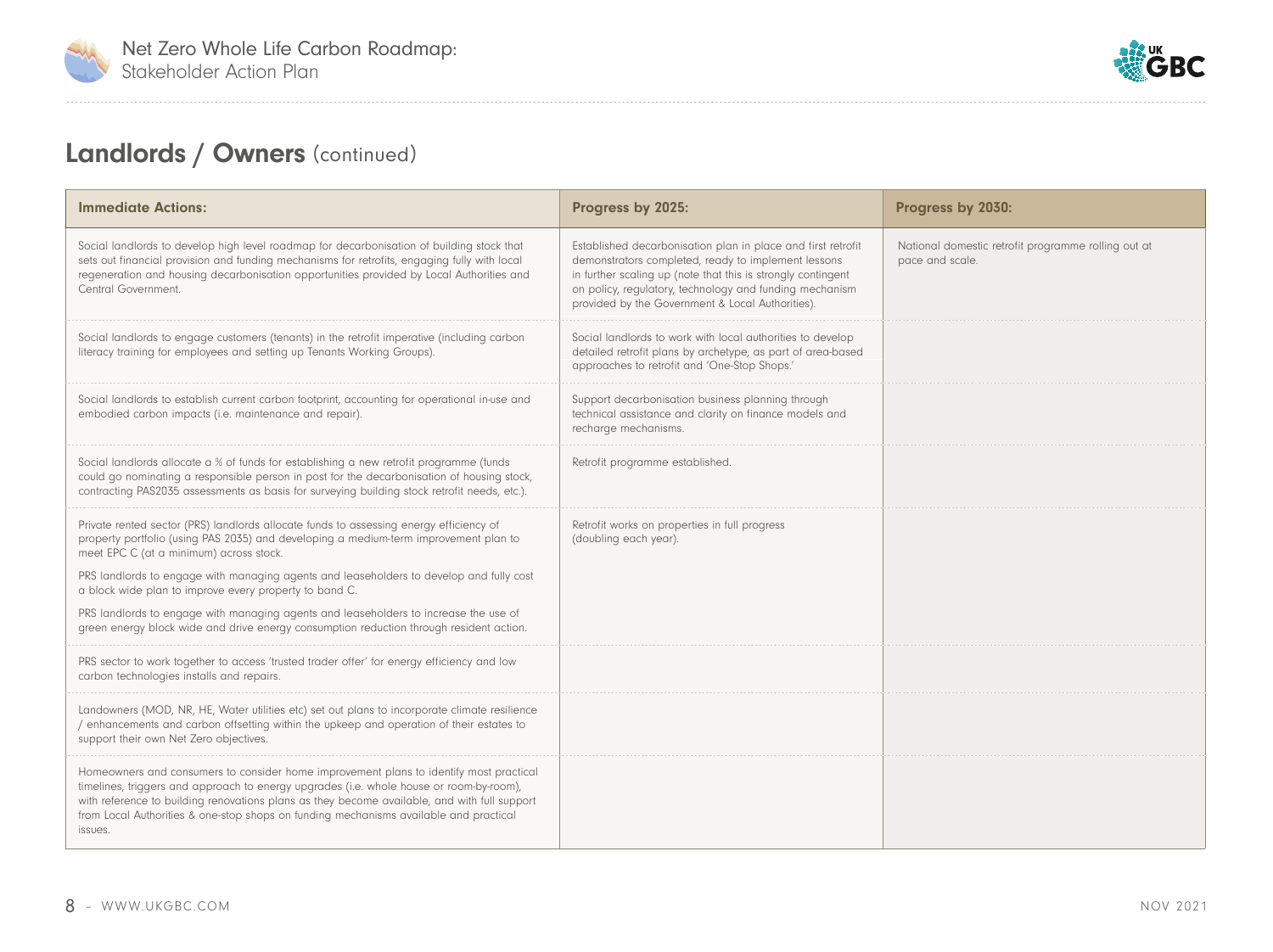## **Landlords / Owners** (continued)

| Immediate Actions: | Progress by 2025: | Progress by 2030: |
|---|---|---|
| Social landlords to develop high level roadmap for decarbonisation of building stock that sets out financial provision and funding mechanisms for retrofits, engaging fully with local regeneration and housing decarbonisation opportunities provided by Local Authorities and Central Government. | Established decarbonisation plan in place and first retrofit demonstrators completed, ready to implement lessons in further scaling up (note that this is strongly contingent on policy, regulatory, technology and funding mechanism provided by the Government & Local Authorities). | National domestic retrofit programme rolling out at pace and scale. |
| Social landlords to engage customers (tenants) in the retrofit imperative (including carbon literacy training for employees and setting up Tenants Working Groups). | Social landlords to work with local authorities to develop detailed retrofit plans by archetype, as part of area-based approaches to retrofit and 'One-Stop Shops.' | |
| Social landlords to establish current carbon footprint, accounting for operational in-use and embodied carbon impacts (i.e. maintenance and repair). | Support decarbonisation business planning through technical assistance and clarity on finance models and recharge mechanisms. | |
| Social landlords allocate a % of funds for establishing a new retrofit programme (funds could go nominating a responsible person in post for the decarbonisation of housing stock, contracting PAS2035 assessments as basis for surveying building stock retrofit needs, etc.). | Retrofit programme established. | |
| Private rented sector (PRS) landlords allocate funds to assessing energy efficiency of property portfolio (using PAS 2035) and developing a medium-term improvement plan to meet EPC C (at a minimum) across stock.<br><br>PRS landlords to engage with managing agents and leaseholders to develop and fully cost a block wide plan to improve every property to band C.<br><br>PRS landlords to engage with managing agents and leaseholders to increase the use of green energy block wide and drive energy consumption reduction through resident action. | Retrofit works on properties in full progress (doubling each year). | |
| PRS sector to work together to access 'trusted trader offer' for energy efficiency and low carbon technologies installs and repairs. | | |
| Landowners (MOD, NR, HE, Water utilities etc) set out plans to incorporate climate resilience / enhancements and carbon offsetting within the upkeep and operation of their estates to support their own Net Zero objectives. | | |
| Homeowners and consumers to consider home improvement plans to identify most practical timelines, triggers and approach to energy upgrades (i.e. whole house or room-by-room), with reference to building renovations plans as they become available, and with full support from Local Authorities & one-stop shops on funding mechanisms available and practical issues. | | |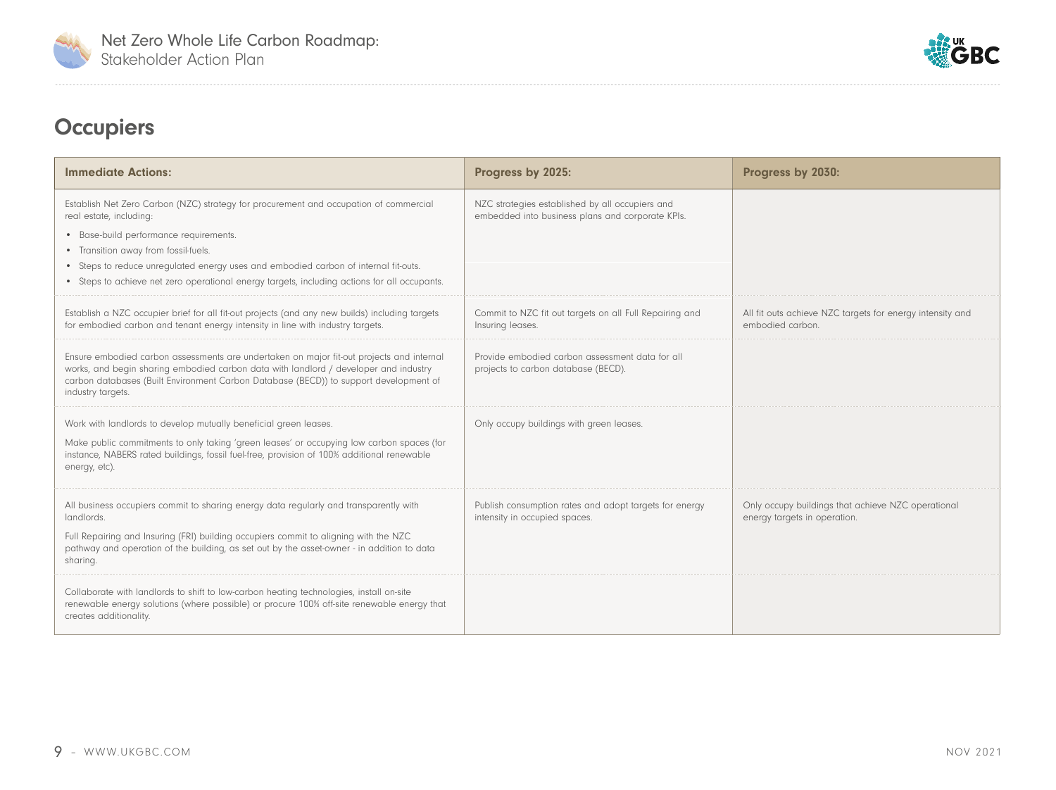## Occupiers

| Immediate Actions: | Progress by 2025: | Progress by 2030: |
|---|---|---|
| Establish Net Zero Carbon (NZC) strategy for procurement and occupation of commercial real estate, including:<br>• Base-build performance requirements.<br>• Transition away from fossil-fuels.<br>• Steps to reduce unregulated energy uses and embodied carbon of internal fit-outs.<br>• Steps to achieve net zero operational energy targets, including actions for all occupants. | NZC strategies established by all occupiers and embedded into business plans and corporate KPIs. | |
| Establish a NZC occupier brief for all fit-out projects (and any new builds) including targets for embodied carbon and tenant energy intensity in line with industry targets. | Commit to NZC fit out targets on all Full Repairing and Insuring leases. | All fit outs achieve NZC targets for energy intensity and embodied carbon. |
| Ensure embodied carbon assessments are undertaken on major fit-out projects and internal works, and begin sharing embodied carbon data with landlord / developer and industry carbon databases (Built Environment Carbon Database (BECD)) to support development of industry targets. | Provide embodied carbon assessment data for all projects to carbon database (BECD). | |
| Work with landlords to develop mutually beneficial green leases.<br>Make public commitments to only taking 'green leases' or occupying low carbon spaces (for instance, NABERS rated buildings, fossil fuel-free, provision of 100% additional renewable energy, etc). | Only occupy buildings with green leases. | |
| All business occupiers commit to sharing energy data regularly and transparently with landlords.<br>Full Repairing and Insuring (FRI) building occupiers commit to aligning with the NZC pathway and operation of the building, as set out by the asset-owner - in addition to data sharing. | Publish consumption rates and adopt targets for energy intensity in occupied spaces. | Only occupy buildings that achieve NZC operational energy targets in operation. |
| Collaborate with landlords to shift to low-carbon heating technologies, install on-site renewable energy solutions (where possible) or procure 100% off-site renewable energy that creates additionality. | | |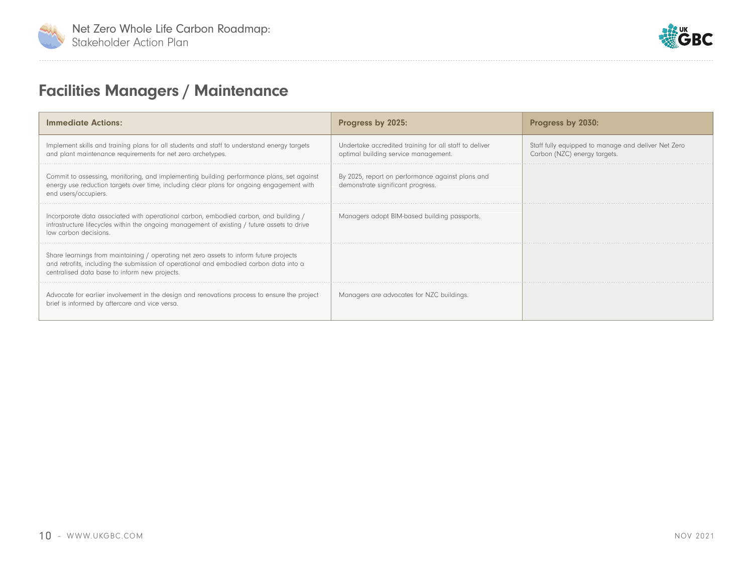## Facilities Managers / Maintenance

| Immediate Actions: | Progress by 2025: | Progress by 2030: |
| --- | --- | --- |
| Implement skills and training plans for all students and staff to understand energy targets and plant maintenance requirements for net zero archetypes. | Undertake accredited training for all staff to deliver optimal building service management. | Staff fully equipped to manage and deliver Net Zero Carbon (NZC) energy targets. |
| Commit to assessing, monitoring, and implementing building performance plans, set against energy use reduction targets over time, including clear plans for ongoing engagement with end users/occupiers. | By 2025, report on performance against plans and demonstrate significant progress. | |
| Incorporate data associated with operational carbon, embodied carbon, and building / infrastructure lifecycles within the ongoing management of existing / future assets to drive low carbon decisions. | Managers adopt BIM-based building passports. | |
| Share learnings from maintaining / operating net zero assets to inform future projects and retrofits, including the submission of operational and embodied carbon data into a centralised data base to inform new projects. | | |
| Advocate for earlier involvement in the design and renovations process to ensure the project brief is informed by aftercare and vice versa. | Managers are advocates for NZC buildings. | |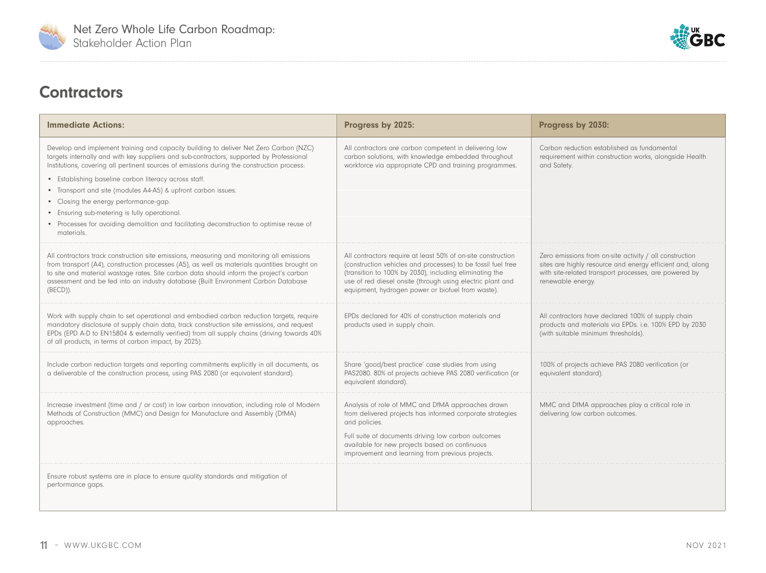## Contractors

| Immediate Actions: | Progress by 2025: | Progress by 2030: |
|---|---|---|
| Develop and implement training and capacity building to deliver Net Zero Carbon (NZC) targets internally and with key suppliers and sub-contractors, supported by Professional Institutions, covering all pertinent sources of emissions during the construction process:<br>• Establishing baseline carbon literacy across staff.<br>• Transport and site (modules A4-A5) & upfront carbon issues.<br>• Closing the energy performance-gap.<br>• Ensuring sub-metering is fully operational.<br>• Processes for avoiding demolition and facilitating deconstruction to optimise reuse of materials. | All contractors are carbon competent in delivering low carbon solutions, with knowledge embedded throughout workforce via appropriate CPD and training programmes. | Carbon reduction established as fundamental requirement within construction works, alongside Health and Safety. |
| All contractors track construction site emissions, measuring and monitoring all emissions from transport (A4), construction processes (A5), as well as materials quantities brought on to site and material wastage rates. Site carbon data should inform the project's carbon assessment and be fed into an industry database (Built Environment Carbon Database (BECD)). | All contractors require at least 50% of on-site construction (construction vehicles and processes) to be fossil fuel free (transition to 100% by 2030), including eliminating the use of red diesel onsite (through using electric plant and equipment, hydrogen power or biofuel from waste). | Zero emissions from on-site activity / all construction sites are highly resource and energy efficient and, along with site-related transport processes, are powered by renewable energy. |
| Work with supply chain to set operational and embodied carbon reduction targets, require mandatory disclosure of supply chain data, track construction site emissions, and request EPDs (EPD A-D to EN15804 & externally verified) from all supply chains (driving towards 40% of all products, in terms of carbon impact, by 2025). | EPDs declared for 40% of construction materials and products used in supply chain. | All contractors have declared 100% of supply chain products and materials via EPDs. i.e. 100% EPD by 2030 (with suitable minimum thresholds). |
| Include carbon reduction targets and reporting commitments explicitly in all documents, as a deliverable of the construction process, using PAS 2080 (or equivalent standard). | Share 'good/best practice' case studies from using PAS2080. 80% of projects achieve PAS 2080 verification (or equivalent standard). | 100% of projects achieve PAS 2080 verification (or equivalent standard). |
| Increase investment (time and / or cost) in low carbon innovation, including role of Modern Methods of Construction (MMC) and Design for Manufacture and Assembly (DfMA) approaches. | Analysis of role of MMC and DfMA approaches drawn from delivered projects has informed corporate strategies and policies.<br>Full suite of documents driving low carbon outcomes available for new projects based on continuous improvement and learning from previous projects. | MMC and DfMA approaches play a critical role in delivering low carbon outcomes. |
| Ensure robust systems are in place to ensure quality standards and mitigation of performance gaps. | | |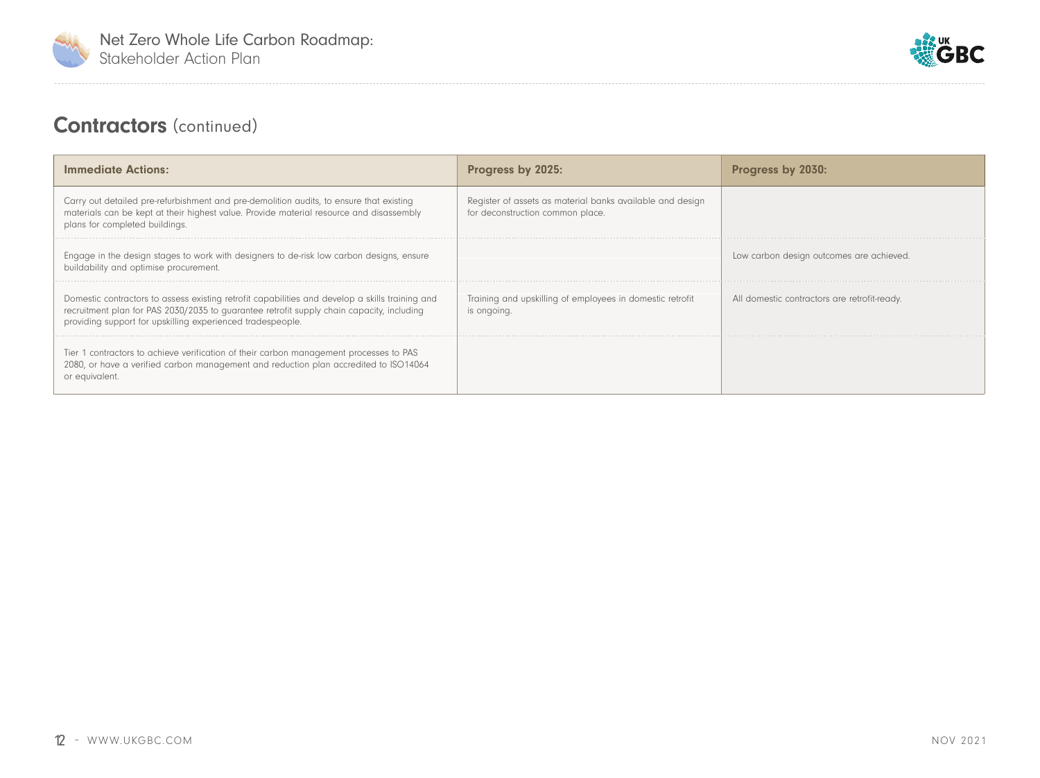## Contractors (continued)

| Immediate Actions: | Progress by 2025: | Progress by 2030: |
|---|---|---|
| Carry out detailed pre-refurbishment and pre-demolition audits, to ensure that existing materials can be kept at their highest value. Provide material resource and disassembly plans for completed buildings. | Register of assets as material banks available and design for deconstruction common place. | |
| Engage in the design stages to work with designers to de-risk low carbon designs, ensure buildability and optimise procurement. | | Low carbon design outcomes are achieved. |
| Domestic contractors to assess existing retrofit capabilities and develop a skills training and recruitment plan for PAS 2030/2035 to guarantee retrofit supply chain capacity, including providing support for upskilling experienced tradespeople. | Training and upskilling of employees in domestic retrofit is ongoing. | All domestic contractors are retrofit-ready. |
| Tier 1 contractors to achieve verification of their carbon management processes to PAS 2080, or have a verified carbon management and reduction plan accredited to ISO14064 or equivalent. | | |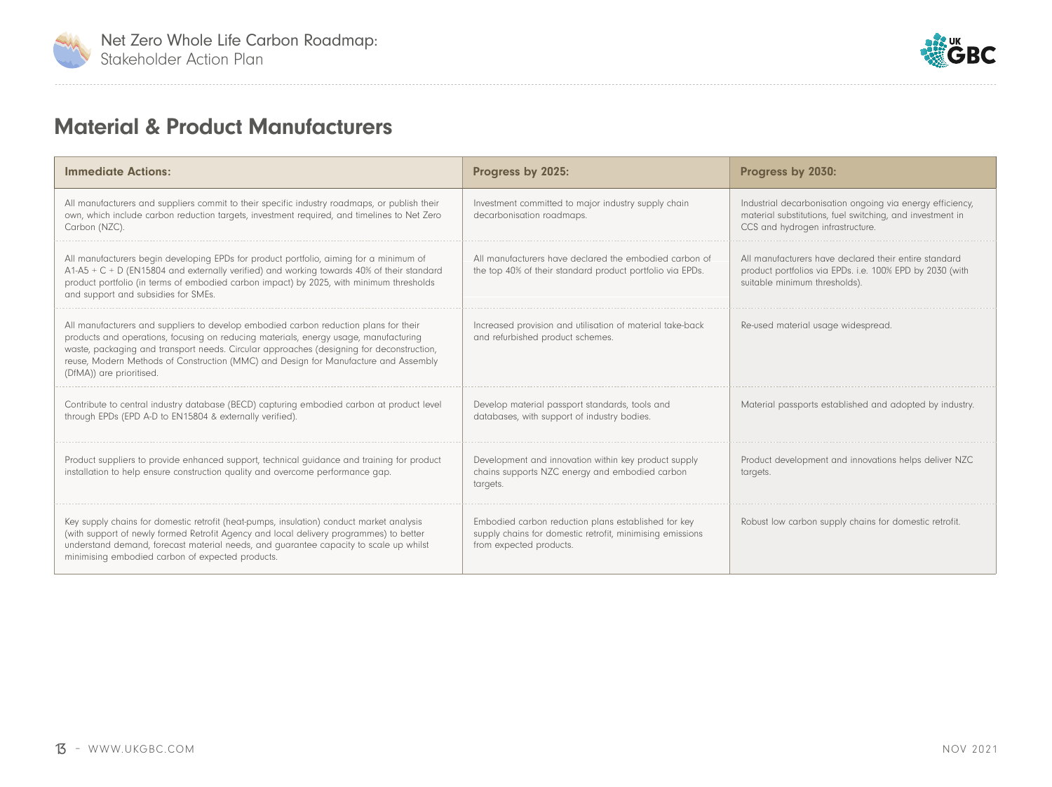## Material & Product Manufacturers

| Immediate Actions: | Progress by 2025: | Progress by 2030: |
| --- | --- | --- |
| All manufacturers and suppliers commit to their specific industry roadmaps, or publish their own, which include carbon reduction targets, investment required, and timelines to Net Zero Carbon (NZC). | Investment committed to major industry supply chain decarbonisation roadmaps. | Industrial decarbonisation ongoing via energy efficiency, material substitutions, fuel switching, and investment in CCS and hydrogen infrastructure. |
| All manufacturers begin developing EPDs for product portfolio, aiming for a minimum of A1-A5 + C + D (EN15804 and externally verified) and working towards 40% of their standard product portfolio (in terms of embodied carbon impact) by 2025, with minimum thresholds and support and subsidies for SMEs. | All manufacturers have declared the embodied carbon of the top 40% of their standard product portfolio via EPDs. | All manufacturers have declared their entire standard product portfolios via EPDs. i.e. 100% EPD by 2030 (with suitable minimum thresholds). |
| All manufacturers and suppliers to develop embodied carbon reduction plans for their products and operations, focusing on reducing materials, energy usage, manufacturing waste, packaging and transport needs. Circular approaches (designing for deconstruction, reuse, Modern Methods of Construction (MMC) and Design for Manufacture and Assembly (DfMA)) are prioritised. | Increased provision and utilisation of material take-back and refurbished product schemes. | Re-used material usage widespread. |
| Contribute to central industry database (BECD) capturing embodied carbon at product level through EPDs (EPD A-D to EN15804 & externally verified). | Develop material passport standards, tools and databases, with support of industry bodies. | Material passports established and adopted by industry. |
| Product suppliers to provide enhanced support, technical guidance and training for product installation to help ensure construction quality and overcome performance gap. | Development and innovation within key product supply chains supports NZC energy and embodied carbon targets. | Product development and innovations helps deliver NZC targets. |
| Key supply chains for domestic retrofit (heat-pumps, insulation) conduct market analysis (with support of newly formed Retrofit Agency and local delivery programmes) to better understand demand, forecast material needs, and guarantee capacity to scale up whilst minimising embodied carbon of expected products. | Embodied carbon reduction plans established for key supply chains for domestic retrofit, minimising emissions from expected products. | Robust low carbon supply chains for domestic retrofit. |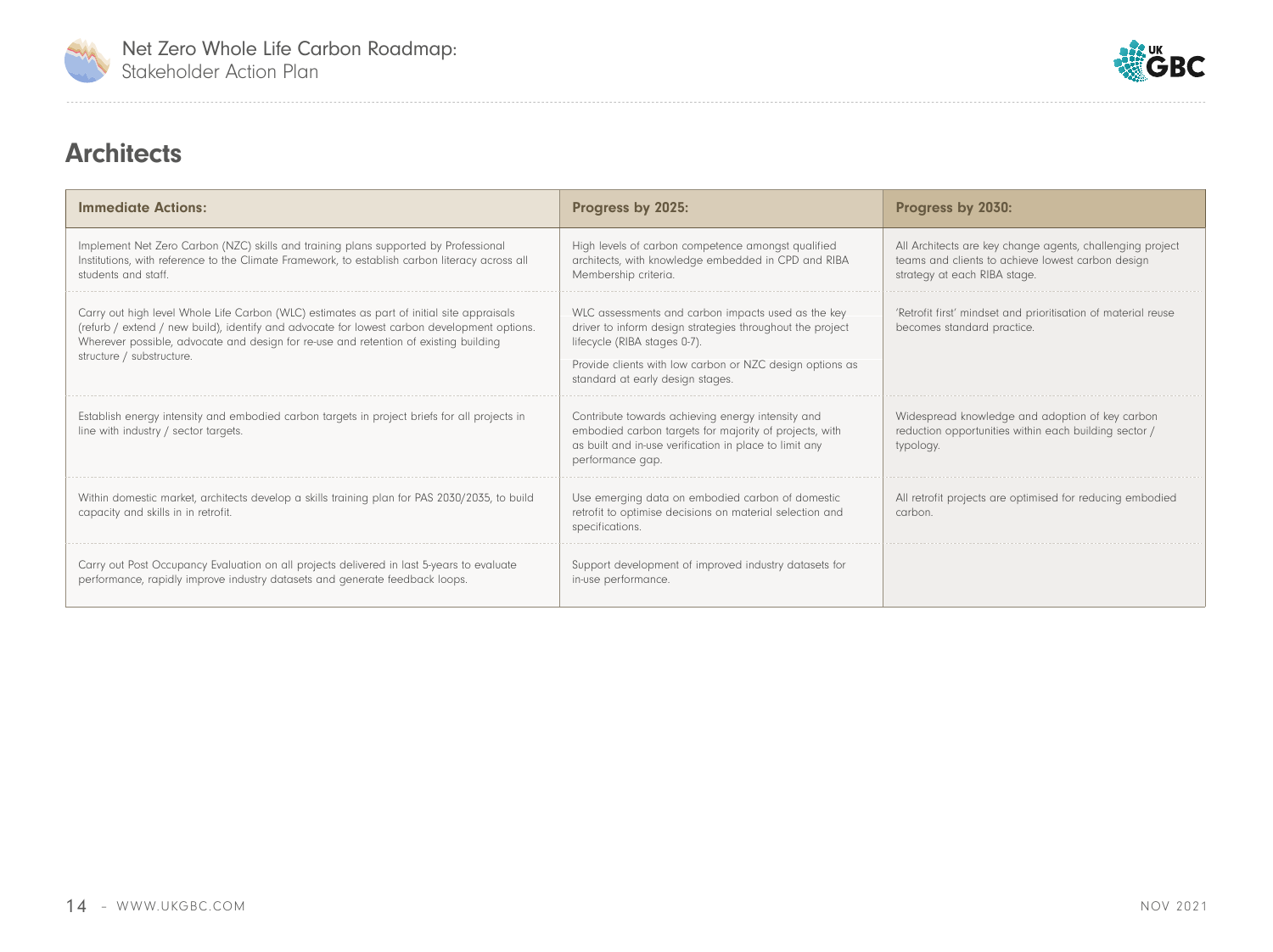## Architects

| Immediate Actions: | Progress by 2025: | Progress by 2030: |
|---|---|---|
| Implement Net Zero Carbon (NZC) skills and training plans supported by Professional Institutions, with reference to the Climate Framework, to establish carbon literacy across all students and staff. | High levels of carbon competence amongst qualified architects, with knowledge embedded in CPD and RIBA Membership criteria. | All Architects are key change agents, challenging project teams and clients to achieve lowest carbon design strategy at each RIBA stage. |
| Carry out high level Whole Life Carbon (WLC) estimates as part of initial site appraisals (refurb / extend / new build), identify and advocate for lowest carbon development options. Wherever possible, advocate and design for re-use and retention of existing building structure / substructure. | WLC assessments and carbon impacts used as the key driver to inform design strategies throughout the project lifecycle (RIBA stages 0-7).<br><br>Provide clients with low carbon or NZC design options as standard at early design stages. | 'Retrofit first' mindset and prioritisation of material reuse becomes standard practice. |
| Establish energy intensity and embodied carbon targets in project briefs for all projects in line with industry / sector targets. | Contribute towards achieving energy intensity and embodied carbon targets for majority of projects, with as built and in-use verification in place to limit any performance gap. | Widespread knowledge and adoption of key carbon reduction opportunities within each building sector / typology. |
| Within domestic market, architects develop a skills training plan for PAS 2030/2035, to build capacity and skills in in retrofit. | Use emerging data on embodied carbon of domestic retrofit to optimise decisions on material selection and specifications. | All retrofit projects are optimised for reducing embodied carbon. |
| Carry out Post Occupancy Evaluation on all projects delivered in last 5-years to evaluate performance, rapidly improve industry datasets and generate feedback loops. | Support development of improved industry datasets for in-use performance. | |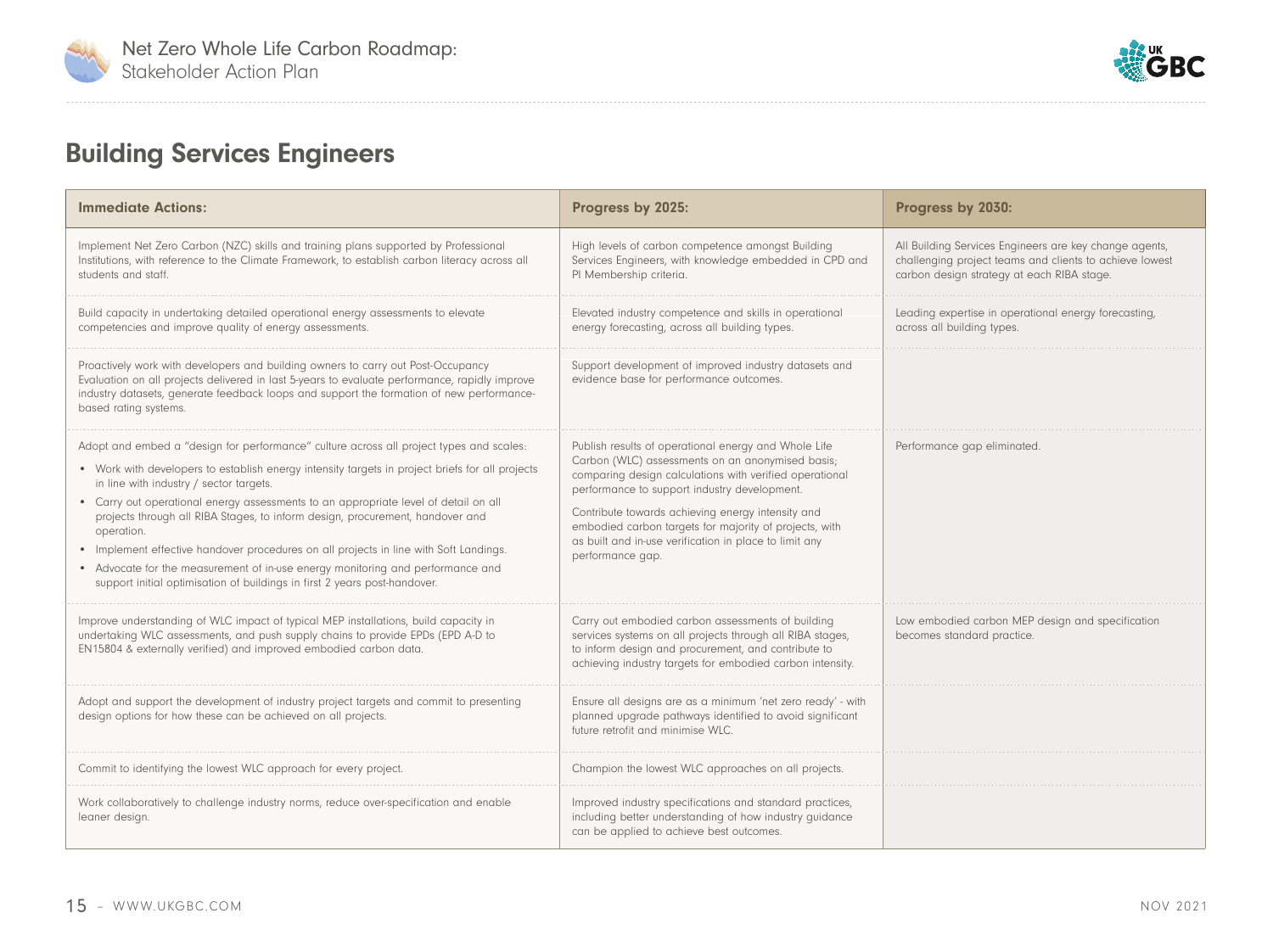## Building Services Engineers

| Immediate Actions: | Progress by 2025: | Progress by 2030: |
|---|---|---|
| Implement Net Zero Carbon (NZC) skills and training plans supported by Professional Institutions, with reference to the Climate Framework, to establish carbon literacy across all students and staff. | High levels of carbon competence amongst Building Services Engineers, with knowledge embedded in CPD and PI Membership criteria. | All Building Services Engineers are key change agents, challenging project teams and clients to achieve lowest carbon design strategy at each RIBA stage. |
| Build capacity in undertaking detailed operational energy assessments to elevate competencies and improve quality of energy assessments. | Elevated industry competence and skills in operational energy forecasting, across all building types. | Leading expertise in operational energy forecasting, across all building types. |
| Proactively work with developers and building owners to carry out Post-Occupancy Evaluation on all projects delivered in last 5-years to evaluate performance, rapidly improve industry datasets, generate feedback loops and support the formation of new performance-based rating systems. | Support development of improved industry datasets and evidence base for performance outcomes. | |
| Adopt and embed a "design for performance" culture across all project types and scales:<br>• Work with developers to establish energy intensity targets in project briefs for all projects in line with industry / sector targets.<br>• Carry out operational energy assessments to an appropriate level of detail on all projects through all RIBA Stages, to inform design, procurement, handover and operation.<br>• Implement effective handover procedures on all projects in line with Soft Landings.<br>• Advocate for the measurement of in-use energy monitoring and performance and support initial optimisation of buildings in first 2 years post-handover. | Publish results of operational energy and Whole Life Carbon (WLC) assessments on an anonymised basis; comparing design calculations with verified operational performance to support industry development.<br><br>Contribute towards achieving energy intensity and embodied carbon targets for majority of projects, with as built and in-use verification in place to limit any performance gap. | Performance gap eliminated. |
| Improve understanding of WLC impact of typical MEP installations, build capacity in undertaking WLC assessments, and push supply chains to provide EPDs (EPD A-D to EN15804 & externally verified) and improved embodied carbon data. | Carry out embodied carbon assessments of building services systems on all projects through all RIBA stages, to inform design and procurement, and contribute to achieving industry targets for embodied carbon intensity. | Low embodied carbon MEP design and specification becomes standard practice. |
| Adopt and support the development of industry project targets and commit to presenting design options for how these can be achieved on all projects. | Ensure all designs are as a minimum 'net zero ready' - with planned upgrade pathways identified to avoid significant future retrofit and minimise WLC. | |
| Commit to identifying the lowest WLC approach for every project. | Champion the lowest WLC approaches on all projects. | |
| Work collaboratively to challenge industry norms, reduce over-specification and enable leaner design. | Improved industry specifications and standard practices, including better understanding of how industry guidance can be applied to achieve best outcomes. | |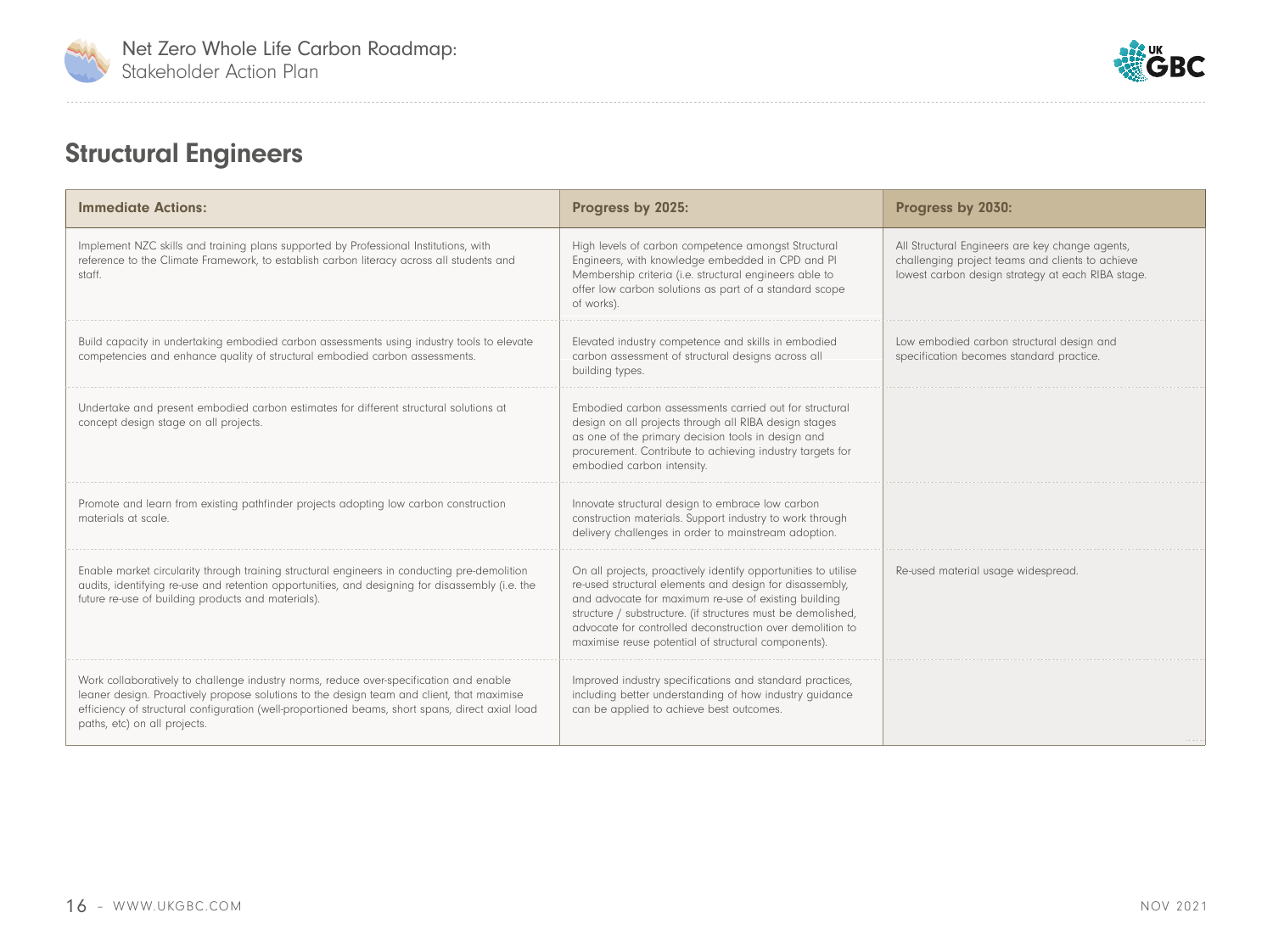## Structural Engineers

| Immediate Actions: | Progress by 2025: | Progress by 2030: |
|---|---|---|
| Implement NZC skills and training plans supported by Professional Institutions, with reference to the Climate Framework, to establish carbon literacy across all students and staff. | High levels of carbon competence amongst Structural Engineers, with knowledge embedded in CPD and PI Membership criteria (i.e. structural engineers able to offer low carbon solutions as part of a standard scope of works). | All Structural Engineers are key change agents, challenging project teams and clients to achieve lowest carbon design strategy at each RIBA stage. |
| Build capacity in undertaking embodied carbon assessments using industry tools to elevate competencies and enhance quality of structural embodied carbon assessments. | Elevated industry competence and skills in embodied carbon assessment of structural designs across all building types. | Low embodied carbon structural design and specification becomes standard practice. |
| Undertake and present embodied carbon estimates for different structural solutions at concept design stage on all projects. | Embodied carbon assessments carried out for structural design on all projects through all RIBA design stages as one of the primary decision tools in design and procurement. Contribute to achieving industry targets for embodied carbon intensity. | |
| Promote and learn from existing pathfinder projects adopting low carbon construction materials at scale. | Innovate structural design to embrace low carbon construction materials. Support industry to work through delivery challenges in order to mainstream adoption. | |
| Enable market circularity through training structural engineers in conducting pre-demolition audits, identifying re-use and retention opportunities, and designing for disassembly (i.e. the future re-use of building products and materials). | On all projects, proactively identify opportunities to utilise re-used structural elements and design for disassembly, and advocate for maximum re-use of existing building structure / substructure. (if structures must be demolished, advocate for controlled deconstruction over demolition to maximise reuse potential of structural components). | Re-used material usage widespread. |
| Work collaboratively to challenge industry norms, reduce over-specification and enable leaner design. Proactively propose solutions to the design team and client, that maximise efficiency of structural configuration (well-proportioned beams, short spans, direct axial load paths, etc) on all projects. | Improved industry specifications and standard practices, including better understanding of how industry guidance can be applied to achieve best outcomes. | |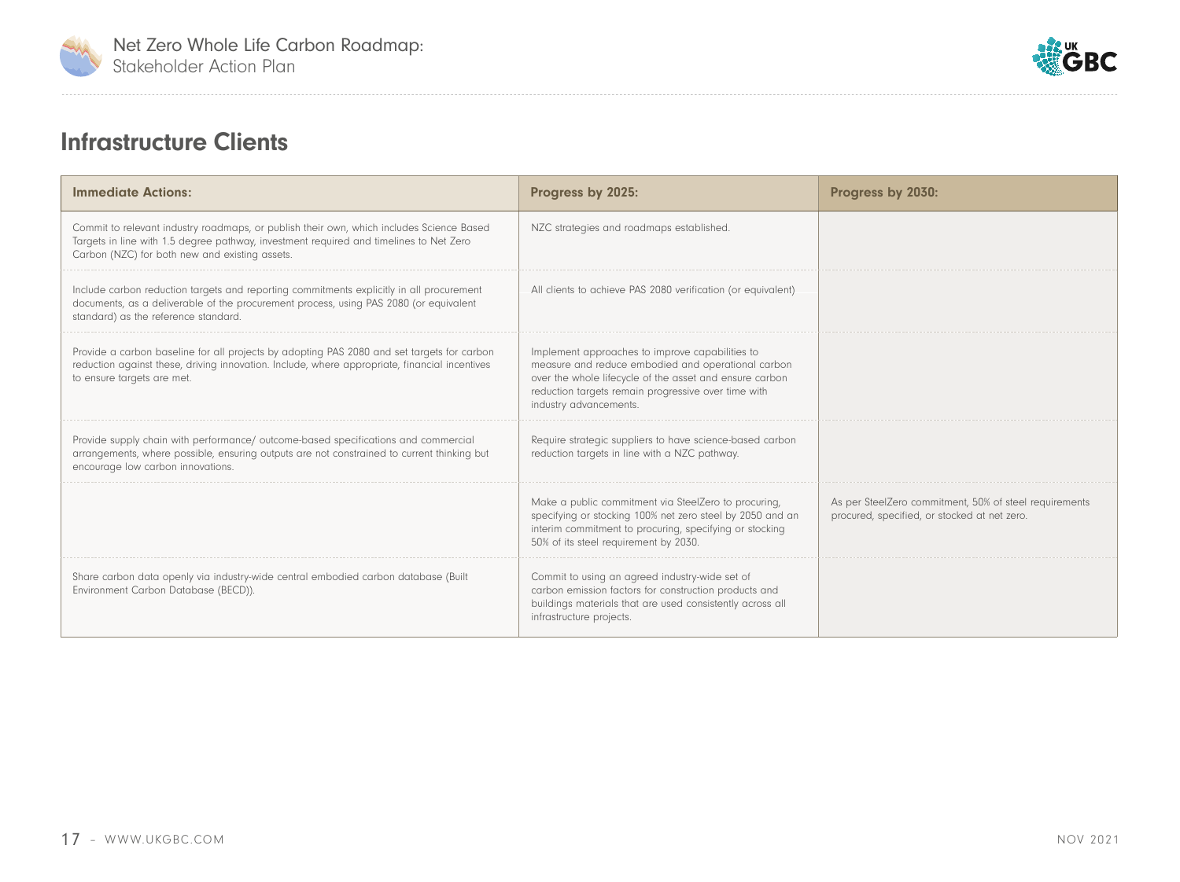## Infrastructure Clients

| Immediate Actions: | Progress by 2025: | Progress by 2030: |
| --- | --- | --- |
| Commit to relevant industry roadmaps, or publish their own, which includes Science Based Targets in line with 1.5 degree pathway, investment required and timelines to Net Zero Carbon (NZC) for both new and existing assets. | NZC strategies and roadmaps established. | |
| Include carbon reduction targets and reporting commitments explicitly in all procurement documents, as a deliverable of the procurement process, using PAS 2080 (or equivalent standard) as the reference standard. | All clients to achieve PAS 2080 verification (or equivalent) | |
| Provide a carbon baseline for all projects by adopting PAS 2080 and set targets for carbon reduction against these, driving innovation. Include, where appropriate, financial incentives to ensure targets are met. | Implement approaches to improve capabilities to measure and reduce embodied and operational carbon over the whole lifecycle of the asset and ensure carbon reduction targets remain progressive over time with industry advancements. | |
| Provide supply chain with performance/ outcome-based specifications and commercial arrangements, where possible, ensuring outputs are not constrained to current thinking but encourage low carbon innovations. | Require strategic suppliers to have science-based carbon reduction targets in line with a NZC pathway. | |
| | Make a public commitment via SteelZero to procuring, specifying or stocking 100% net zero steel by 2050 and an interim commitment to procuring, specifying or stocking 50% of its steel requirement by 2030. | As per SteelZero commitment, 50% of steel requirements procured, specified, or stocked at net zero. |
| Share carbon data openly via industry-wide central embodied carbon database (Built Environment Carbon Database (BECD)). | Commit to using an agreed industry-wide set of carbon emission factors for construction products and buildings materials that are used consistently across all infrastructure projects. | |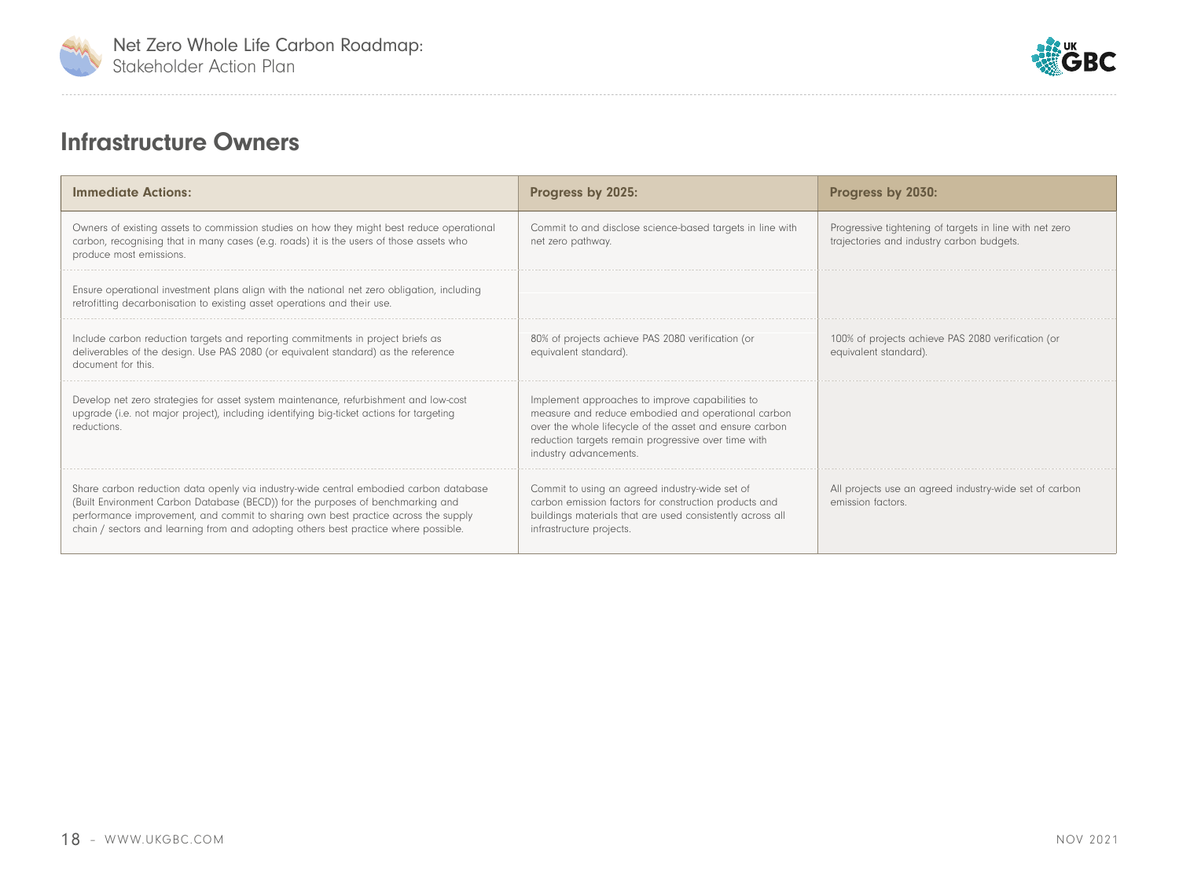## Infrastructure Owners

| Immediate Actions: | Progress by 2025: | Progress by 2030: |
|---|---|---|
| Owners of existing assets to commission studies on how they might best reduce operational carbon, recognising that in many cases (e.g. roads) it is the users of those assets who produce most emissions. | Commit to and disclose science-based targets in line with net zero pathway. | Progressive tightening of targets in line with net zero trajectories and industry carbon budgets. |
| Ensure operational investment plans align with the national net zero obligation, including retrofitting decarbonisation to existing asset operations and their use. | | |
| Include carbon reduction targets and reporting commitments in project briefs as deliverables of the design. Use PAS 2080 (or equivalent standard) as the reference document for this. | 80% of projects achieve PAS 2080 verification (or equivalent standard). | 100% of projects achieve PAS 2080 verification (or equivalent standard). |
| Develop net zero strategies for asset system maintenance, refurbishment and low-cost upgrade (i.e. not major project), including identifying big-ticket actions for targeting reductions. | Implement approaches to improve capabilities to measure and reduce embodied and operational carbon over the whole lifecycle of the asset and ensure carbon reduction targets remain progressive over time with industry advancements. | |
| Share carbon reduction data openly via industry-wide central embodied carbon database (Built Environment Carbon Database (BECD)) for the purposes of benchmarking and performance improvement, and commit to sharing own best practice across the supply chain / sectors and learning from and adopting others best practice where possible. | Commit to using an agreed industry-wide set of carbon emission factors for construction products and buildings materials that are used consistently across all infrastructure projects. | All projects use an agreed industry-wide set of carbon emission factors. |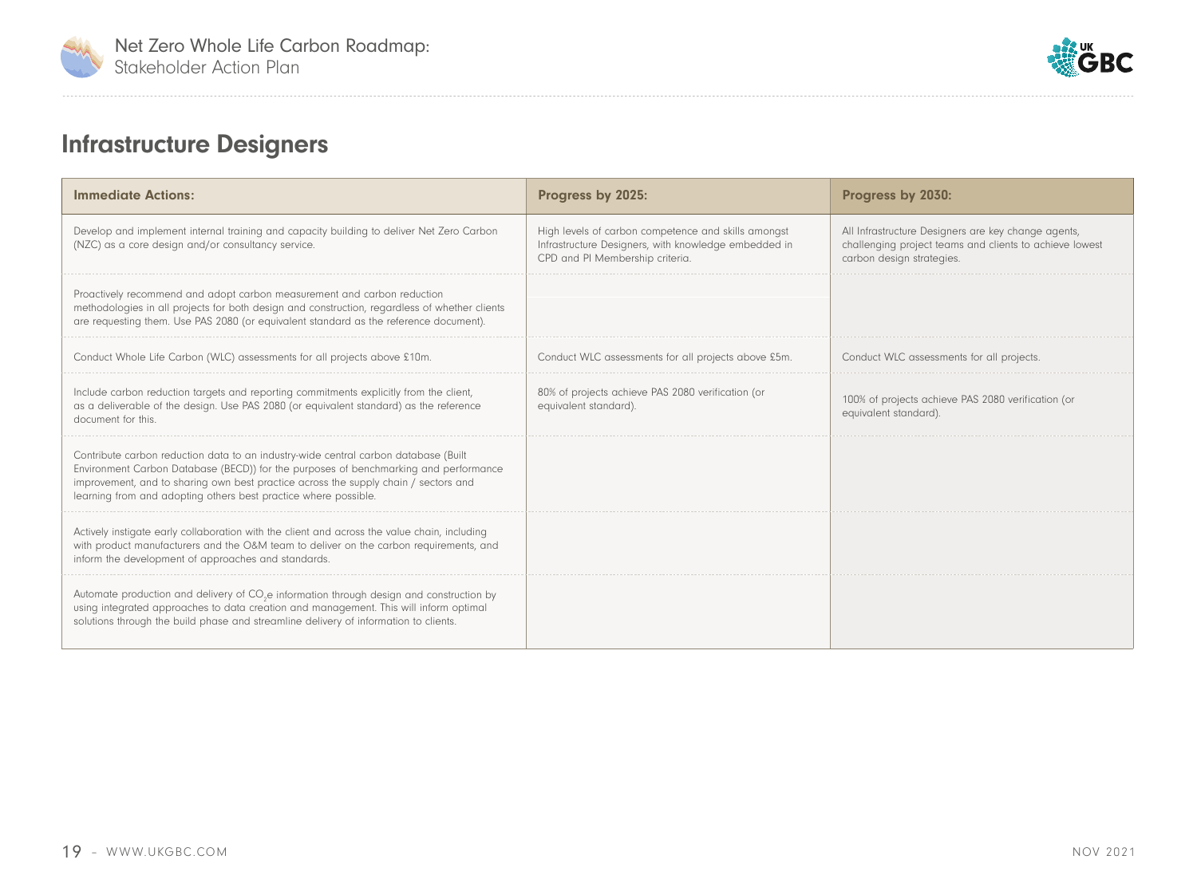## Infrastructure Designers

| Immediate Actions: | Progress by 2025: | Progress by 2030: |
|---|---|---|
| Develop and implement internal training and capacity building to deliver Net Zero Carbon (NZC) as a core design and/or consultancy service. | High levels of carbon competence and skills amongst Infrastructure Designers, with knowledge embedded in CPD and PI Membership criteria. | All Infrastructure Designers are key change agents, challenging project teams and clients to achieve lowest carbon design strategies. |
| Proactively recommend and adopt carbon measurement and carbon reduction methodologies in all projects for both design and construction, regardless of whether clients are requesting them. Use PAS 2080 (or equivalent standard as the reference document). | | |
| Conduct Whole Life Carbon (WLC) assessments for all projects above £10m. | Conduct WLC assessments for all projects above £5m. | Conduct WLC assessments for all projects. |
| Include carbon reduction targets and reporting commitments explicitly from the client, as a deliverable of the design. Use PAS 2080 (or equivalent standard) as the reference document for this. | 80% of projects achieve PAS 2080 verification (or equivalent standard). | 100% of projects achieve PAS 2080 verification (or equivalent standard). |
| Contribute carbon reduction data to an industry-wide central carbon database (Built Environment Carbon Database (BECD)) for the purposes of benchmarking and performance improvement, and to sharing own best practice across the supply chain / sectors and learning from and adopting others best practice where possible. | | |
| Actively instigate early collaboration with the client and across the value chain, including with product manufacturers and the O&M team to deliver on the carbon requirements, and inform the development of approaches and standards. | | |
| Automate production and delivery of $CO_2e$ information through design and construction by using integrated approaches to data creation and management. This will inform optimal solutions through the build phase and streamline delivery of information to clients. | | |